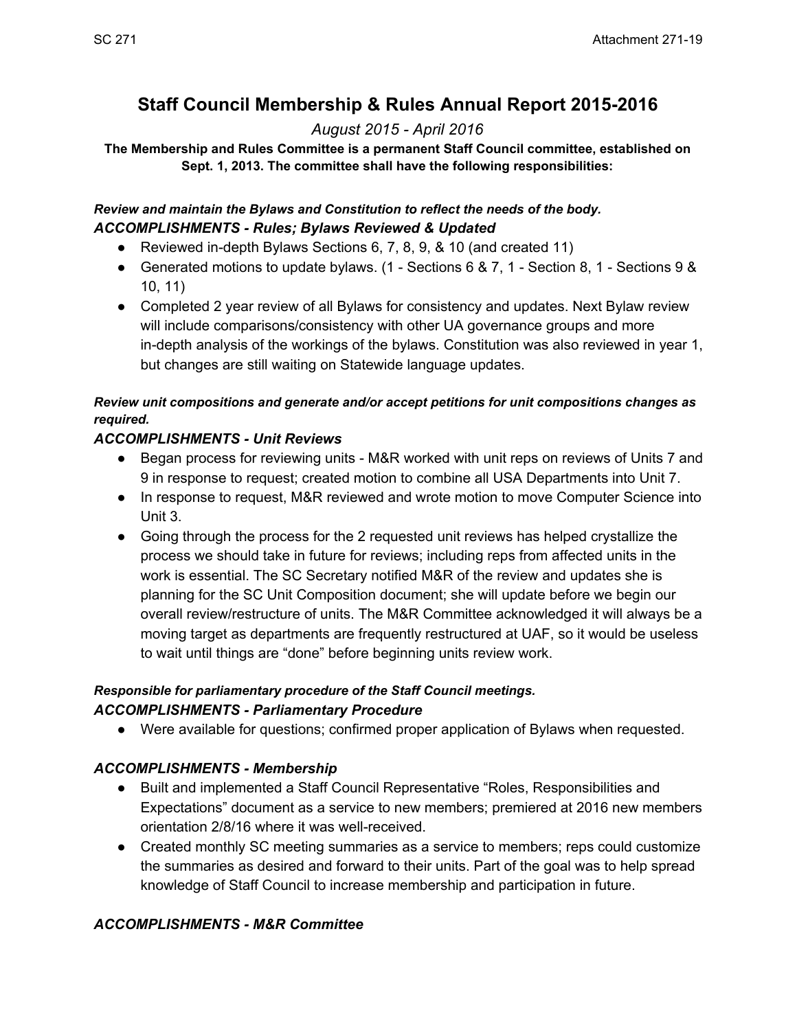# Staff Council Membership & Rules Annual Report 2015-2016

*August 2015 - April 2016*

**The Membership and Rules Committee is a permanent Staff Council committee, established on Sept. 1, 2013. The committee shall have the following responsibilities:**

***Review and maintain the Bylaws and Constitution to reflect the needs of the body.***

### *ACCOMPLISHMENTS - Rules; Bylaws Reviewed & Updated*

- Reviewed in-depth Bylaws Sections 6, 7, 8, 9, & 10 (and created 11)
- Generated motions to update bylaws. (1 - Sections 6 & 7, 1 - Section 8, 1 - Sections 9 & 10, 11)
- Completed 2 year review of all Bylaws for consistency and updates. Next Bylaw review will include comparisons/consistency with other UA governance groups and more in-depth analysis of the workings of the bylaws. Constitution was also reviewed in year 1, but changes are still waiting on Statewide language updates.

***Review unit compositions and generate and/or accept petitions for unit compositions changes as required.***

### *ACCOMPLISHMENTS - Unit Reviews*

- Began process for reviewing units - M&R worked with unit reps on reviews of Units 7 and 9 in response to request; created motion to combine all USA Departments into Unit 7.
- In response to request, M&R reviewed and wrote motion to move Computer Science into Unit 3.
- Going through the process for the 2 requested unit reviews has helped crystallize the process we should take in future for reviews; including reps from affected units in the work is essential. The SC Secretary notified M&R of the review and updates she is planning for the SC Unit Composition document; she will update before we begin our overall review/restructure of units. The M&R Committee acknowledged it will always be a moving target as departments are frequently restructured at UAF, so it would be useless to wait until things are "done" before beginning units review work.

***Responsible for parliamentary procedure of the Staff Council meetings.***

### *ACCOMPLISHMENTS - Parliamentary Procedure*

- Were available for questions; confirmed proper application of Bylaws when requested.

### *ACCOMPLISHMENTS - Membership*

- Built and implemented a Staff Council Representative "Roles, Responsibilities and Expectations" document as a service to new members; premiered at 2016 new members orientation 2/8/16 where it was well-received.
- Created monthly SC meeting summaries as a service to members; reps could customize the summaries as desired and forward to their units. Part of the goal was to help spread knowledge of Staff Council to increase membership and participation in future.

### *ACCOMPLISHMENTS - M&R Committee*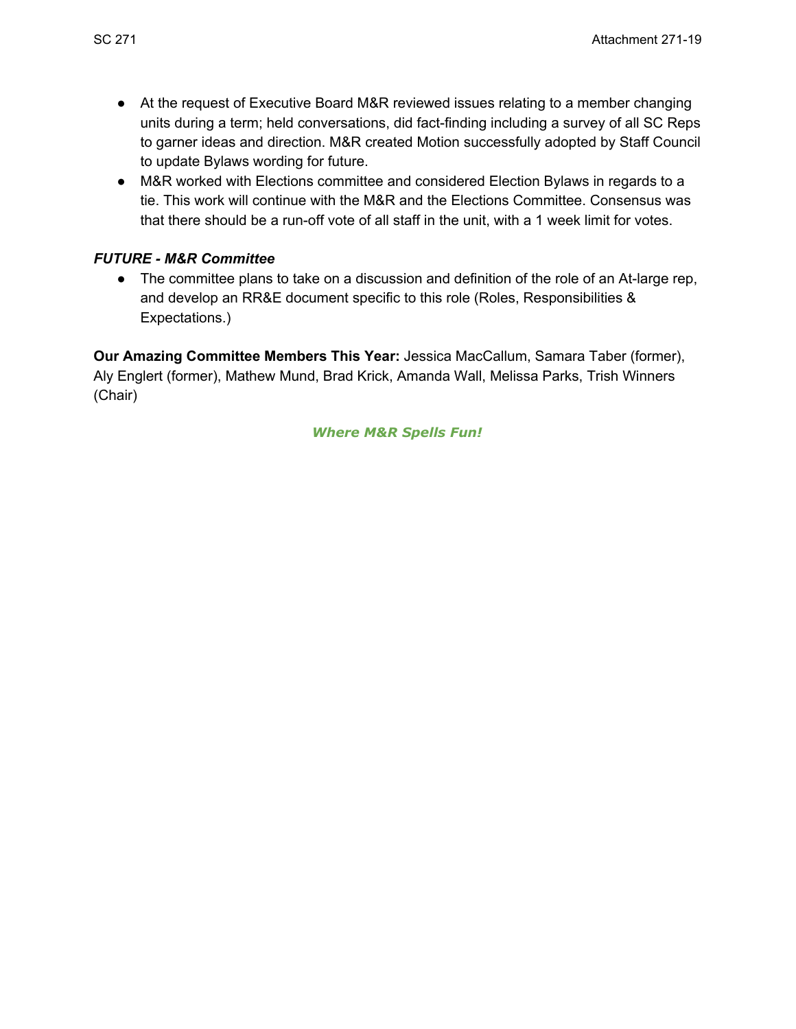- At the request of Executive Board M&R reviewed issues relating to a member changing units during a term; held conversations, did fact-finding including a survey of all SC Reps to garner ideas and direction. M&R created Motion successfully adopted by Staff Council to update Bylaws wording for future.
- M&R worked with Elections committee and considered Election Bylaws in regards to a tie. This work will continue with the M&R and the Elections Committee. Consensus was that there should be a run-off vote of all staff in the unit, with a 1 week limit for votes.

***FUTURE - M&R Committee***

- The committee plans to take on a discussion and definition of the role of an At-large rep, and develop an RR&E document specific to this role (Roles, Responsibilities & Expectations.)

**Our Amazing Committee Members This Year:** Jessica MacCallum, Samara Taber (former), Aly Englert (former), Mathew Mund, Brad Krick, Amanda Wall, Melissa Parks, Trish Winners (Chair)

***Where M&R Spells Fun!***